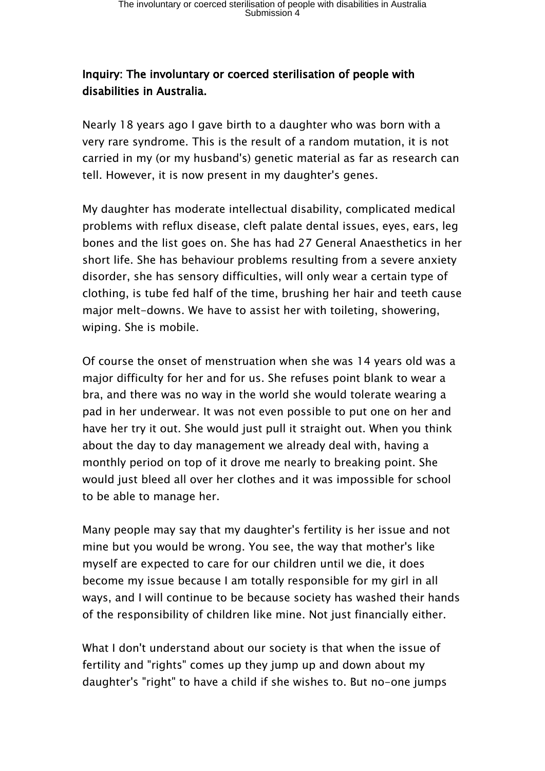**Inquiry: The involuntary or coerced sterilisation of people with disabilities in Australia.**

Nearly 18 years ago I gave birth to a daughter who was born with a very rare syndrome. This is the result of a random mutation, it is not carried in my (or my husband's) genetic material as far as research can tell. However, it is now present in my daughter's genes.

My daughter has moderate intellectual disability, complicated medical problems with reflux disease, cleft palate dental issues, eyes, ears, leg bones and the list goes on. She has had 27 General Anaesthetics in her short life. She has behaviour problems resulting from a severe anxiety disorder, she has sensory difficulties, will only wear a certain type of clothing, is tube fed half of the time, brushing her hair and teeth cause major melt-downs. We have to assist her with toileting, showering, wiping. She is mobile.

Of course the onset of menstruation when she was 14 years old was a major difficulty for her and for us. She refuses point blank to wear a bra, and there was no way in the world she would tolerate wearing a pad in her underwear. It was not even possible to put one on her and have her try it out. She would just pull it straight out. When you think about the day to day management we already deal with, having a monthly period on top of it drove me nearly to breaking point. She would just bleed all over her clothes and it was impossible for school to be able to manage her.

Many people may say that my daughter's fertility is her issue and not mine but you would be wrong. You see, the way that mother's like myself are expected to care for our children until we die, it does become my issue because I am totally responsible for my girl in all ways, and I will continue to be because society has washed their hands of the responsibility of children like mine. Not just financially either.

What I don't understand about our society is that when the issue of fertility and "rights" comes up they jump up and down about my daughter's "right" to have a child if she wishes to. But no-one jumps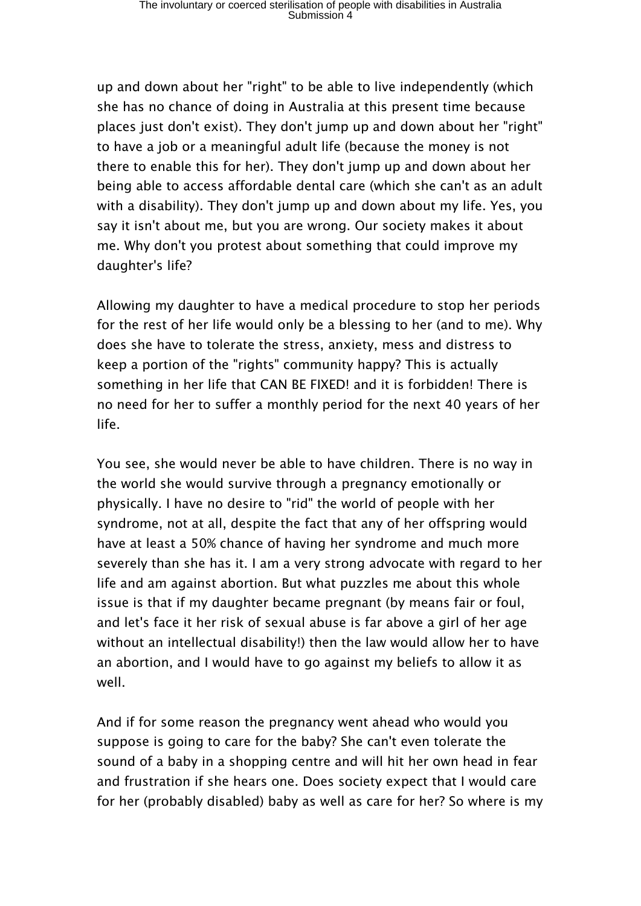up and down about her "right" to be able to live independently (which she has no chance of doing in Australia at this present time because places just don't exist). They don't jump up and down about her "right" to have a job or a meaningful adult life (because the money is not there to enable this for her). They don't jump up and down about her being able to access affordable dental care (which she can't as an adult with a disability). They don't jump up and down about my life. Yes, you say it isn't about me, but you are wrong. Our society makes it about me. Why don't you protest about something that could improve my daughter's life?

Allowing my daughter to have a medical procedure to stop her periods for the rest of her life would only be a blessing to her (and to me). Why does she have to tolerate the stress, anxiety, mess and distress to keep a portion of the "rights" community happy? This is actually something in her life that CAN BE FIXED! and it is forbidden! There is no need for her to suffer a monthly period for the next 40 years of her life.

You see, she would never be able to have children. There is no way in the world she would survive through a pregnancy emotionally or physically. I have no desire to "rid" the world of people with her syndrome, not at all, despite the fact that any of her offspring would have at least a 50% chance of having her syndrome and much more severely than she has it. I am a very strong advocate with regard to her life and am against abortion. But what puzzles me about this whole issue is that if my daughter became pregnant (by means fair or foul, and let's face it her risk of sexual abuse is far above a girl of her age without an intellectual disability!) then the law would allow her to have an abortion, and I would have to go against my beliefs to allow it as well.

And if for some reason the pregnancy went ahead who would you suppose is going to care for the baby? She can't even tolerate the sound of a baby in a shopping centre and will hit her own head in fear and frustration if she hears one. Does society expect that I would care for her (probably disabled) baby as well as care for her? So where is my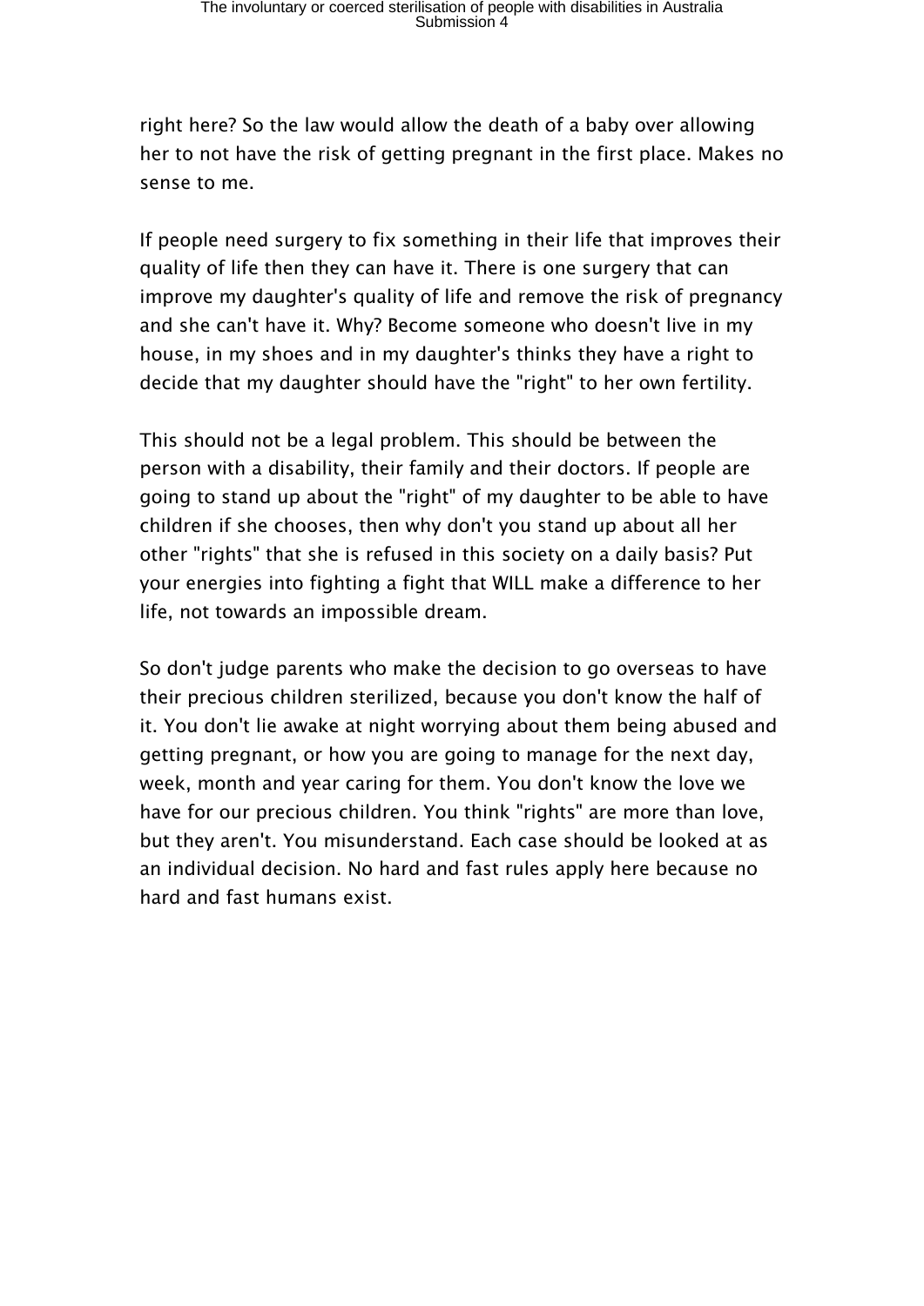right here? So the law would allow the death of a baby over allowing her to not have the risk of getting pregnant in the first place. Makes no sense to me.

If people need surgery to fix something in their life that improves their quality of life then they can have it. There is one surgery that can improve my daughter's quality of life and remove the risk of pregnancy and she can't have it. Why? Become someone who doesn't live in my house, in my shoes and in my daughter's thinks they have a right to decide that my daughter should have the "right" to her own fertility.

This should not be a legal problem. This should be between the person with a disability, their family and their doctors. If people are going to stand up about the "right" of my daughter to be able to have children if she chooses, then why don't you stand up about all her other "rights" that she is refused in this society on a daily basis? Put your energies into fighting a fight that WILL make a difference to her life, not towards an impossible dream.

So don't judge parents who make the decision to go overseas to have their precious children sterilized, because you don't know the half of it. You don't lie awake at night worrying about them being abused and getting pregnant, or how you are going to manage for the next day, week, month and year caring for them. You don't know the love we have for our precious children. You think "rights" are more than love, but they aren't. You misunderstand. Each case should be looked at as an individual decision. No hard and fast rules apply here because no hard and fast humans exist.